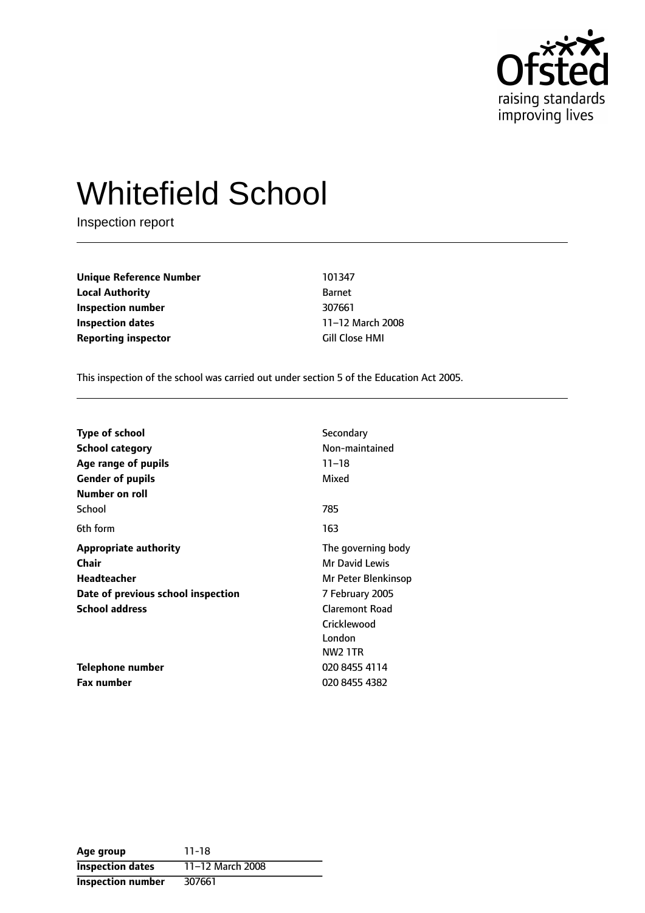Ofsted raising standards improving lives

# Whitefield School

Inspection report

| | |
|---|---|
| **Unique Reference Number** | 101347 |
| **Local Authority** | Barnet |
| **Inspection number** | 307661 |
| **Inspection dates** | 11–12 March 2008 |
| **Reporting inspector** | Gill Close HMI |

This inspection of the school was carried out under section 5 of the Education Act 2005.

| | |
|---|---|
| **Type of school** | Secondary |
| **School category** | Non-maintained |
| **Age range of pupils** | 11–18 |
| **Gender of pupils** | Mixed |
| **Number on roll** | |
| School | 785 |
| 6th form | 163 |
| **Appropriate authority** | The governing body |
| **Chair** | Mr David Lewis |
| **Headteacher** | Mr Peter Blenkinsop |
| **Date of previous school inspection** | 7 February 2005 |
| **School address** | Claremont Road<br>Cricklewood<br>London<br>NW2 1TR |
| **Telephone number** | 020 8455 4114 |
| **Fax number** | 020 8455 4382 |

| | |
|---|---|
| **Age group** | 11-18 |
| **Inspection dates** | 11–12 March 2008 |
| **Inspection number** | 307661 |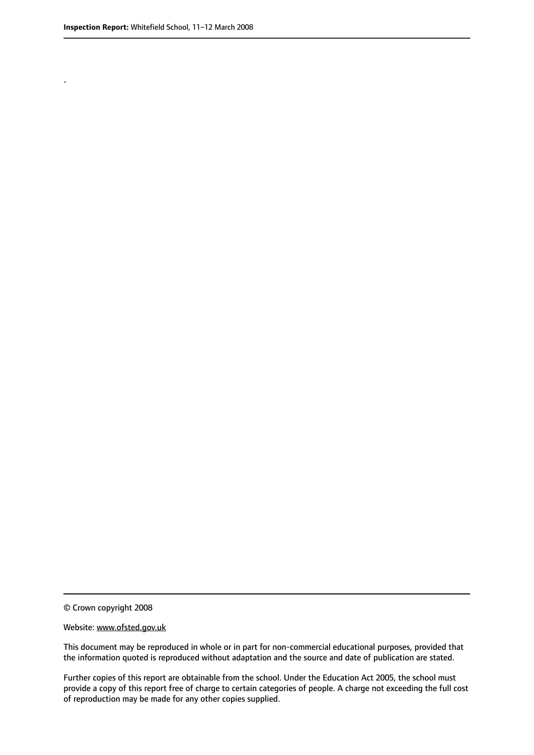.

© Crown copyright 2008

Website: www.ofsted.gov.uk

This document may be reproduced in whole or in part for non-commercial educational purposes, provided that the information quoted is reproduced without adaptation and the source and date of publication are stated.

Further copies of this report are obtainable from the school. Under the Education Act 2005, the school must provide a copy of this report free of charge to certain categories of people. A charge not exceeding the full cost of reproduction may be made for any other copies supplied.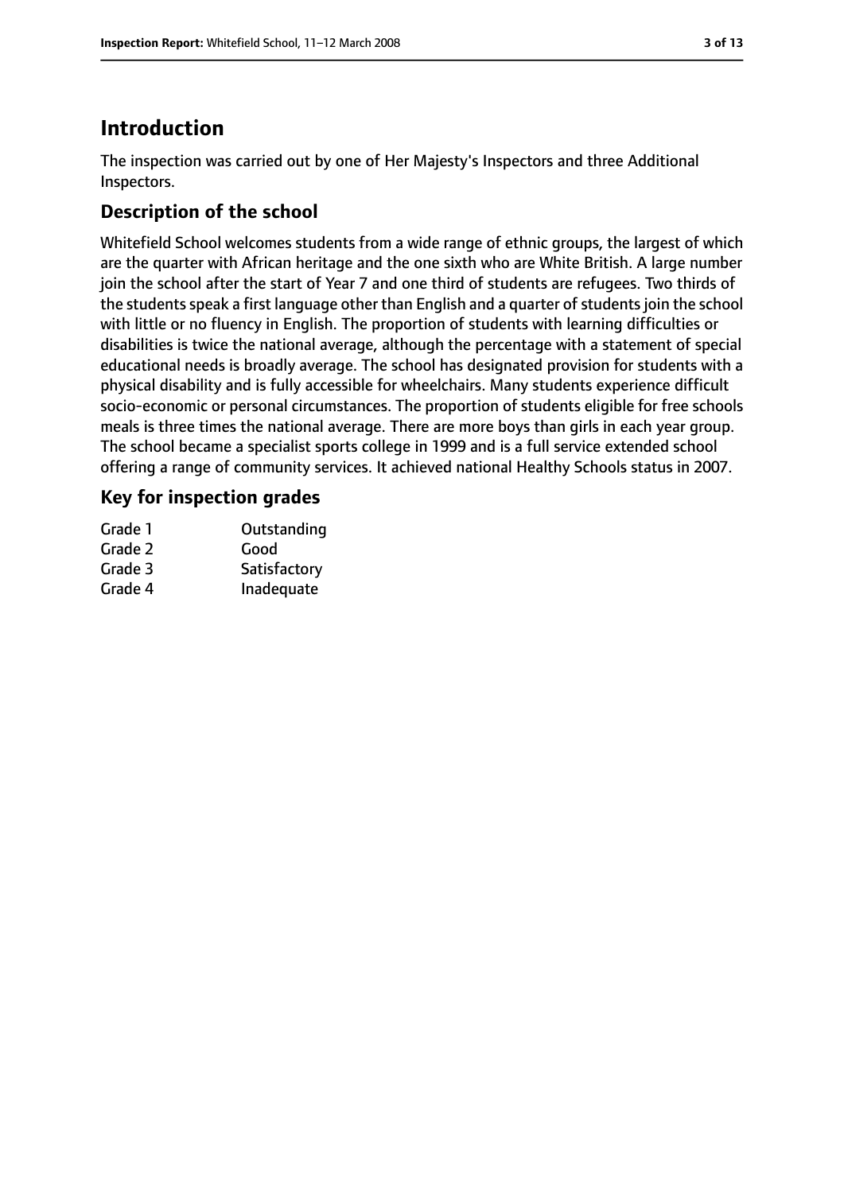# Introduction

The inspection was carried out by one of Her Majesty's Inspectors and three Additional Inspectors.

## Description of the school

Whitefield School welcomes students from a wide range of ethnic groups, the largest of which are the quarter with African heritage and the one sixth who are White British. A large number join the school after the start of Year 7 and one third of students are refugees. Two thirds of the students speak a first language other than English and a quarter of students join the school with little or no fluency in English. The proportion of students with learning difficulties or disabilities is twice the national average, although the percentage with a statement of special educational needs is broadly average. The school has designated provision for students with a physical disability and is fully accessible for wheelchairs. Many students experience difficult socio-economic or personal circumstances. The proportion of students eligible for free schools meals is three times the national average. There are more boys than girls in each year group. The school became a specialist sports college in 1999 and is a full service extended school offering a range of community services. It achieved national Healthy Schools status in 2007.

## Key for inspection grades

| | |
|---|---|
| Grade 1 | Outstanding |
| Grade 2 | Good |
| Grade 3 | Satisfactory |
| Grade 4 | Inadequate |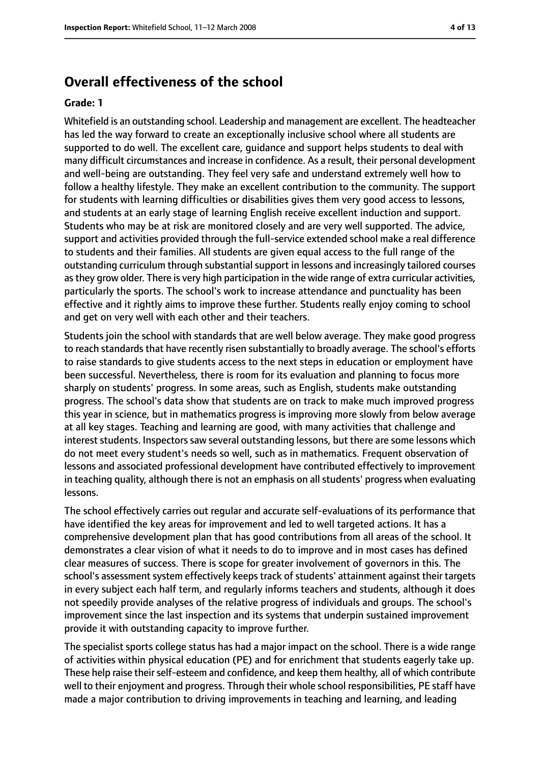## Overall effectiveness of the school

**Grade: 1**

Whitefield is an outstanding school. Leadership and management are excellent. The headteacher has led the way forward to create an exceptionally inclusive school where all students are supported to do well. The excellent care, guidance and support helps students to deal with many difficult circumstances and increase in confidence. As a result, their personal development and well-being are outstanding. They feel very safe and understand extremely well how to follow a healthy lifestyle. They make an excellent contribution to the community. The support for students with learning difficulties or disabilities gives them very good access to lessons, and students at an early stage of learning English receive excellent induction and support. Students who may be at risk are monitored closely and are very well supported. The advice, support and activities provided through the full-service extended school make a real difference to students and their families. All students are given equal access to the full range of the outstanding curriculum through substantial support in lessons and increasingly tailored courses as they grow older. There is very high participation in the wide range of extra curricular activities, particularly the sports. The school's work to increase attendance and punctuality has been effective and it rightly aims to improve these further. Students really enjoy coming to school and get on very well with each other and their teachers.

Students join the school with standards that are well below average. They make good progress to reach standards that have recently risen substantially to broadly average. The school's efforts to raise standards to give students access to the next steps in education or employment have been successful. Nevertheless, there is room for its evaluation and planning to focus more sharply on students' progress. In some areas, such as English, students make outstanding progress. The school's data show that students are on track to make much improved progress this year in science, but in mathematics progress is improving more slowly from below average at all key stages. Teaching and learning are good, with many activities that challenge and interest students. Inspectors saw several outstanding lessons, but there are some lessons which do not meet every student's needs so well, such as in mathematics. Frequent observation of lessons and associated professional development have contributed effectively to improvement in teaching quality, although there is not an emphasis on all students' progress when evaluating lessons.

The school effectively carries out regular and accurate self-evaluations of its performance that have identified the key areas for improvement and led to well targeted actions. It has a comprehensive development plan that has good contributions from all areas of the school. It demonstrates a clear vision of what it needs to do to improve and in most cases has defined clear measures of success. There is scope for greater involvement of governors in this. The school's assessment system effectively keeps track of students' attainment against their targets in every subject each half term, and regularly informs teachers and students, although it does not speedily provide analyses of the relative progress of individuals and groups. The school's improvement since the last inspection and its systems that underpin sustained improvement provide it with outstanding capacity to improve further.

The specialist sports college status has had a major impact on the school. There is a wide range of activities within physical education (PE) and for enrichment that students eagerly take up. These help raise their self-esteem and confidence, and keep them healthy, all of which contribute well to their enjoyment and progress. Through their whole school responsibilities, PE staff have made a major contribution to driving improvements in teaching and learning, and leading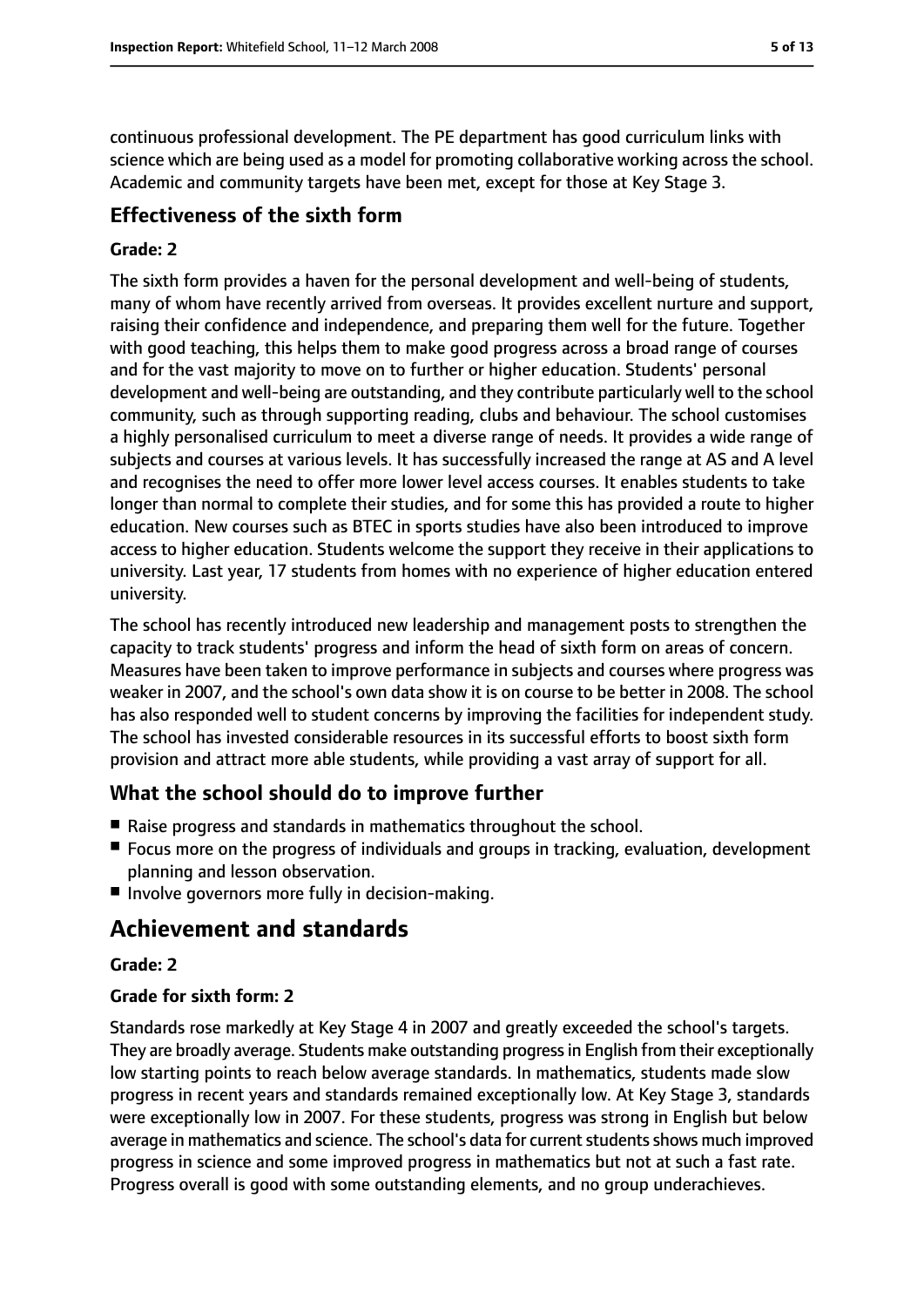continuous professional development. The PE department has good curriculum links with science which are being used as a model for promoting collaborative working across the school. Academic and community targets have been met, except for those at Key Stage 3.

### Effectiveness of the sixth form

#### Grade: 2

The sixth form provides a haven for the personal development and well-being of students, many of whom have recently arrived from overseas. It provides excellent nurture and support, raising their confidence and independence, and preparing them well for the future. Together with good teaching, this helps them to make good progress across a broad range of courses and for the vast majority to move on to further or higher education. Students' personal development and well-being are outstanding, and they contribute particularly well to the school community, such as through supporting reading, clubs and behaviour. The school customises a highly personalised curriculum to meet a diverse range of needs. It provides a wide range of subjects and courses at various levels. It has successfully increased the range at AS and A level and recognises the need to offer more lower level access courses. It enables students to take longer than normal to complete their studies, and for some this has provided a route to higher education. New courses such as BTEC in sports studies have also been introduced to improve access to higher education. Students welcome the support they receive in their applications to university. Last year, 17 students from homes with no experience of higher education entered university.

The school has recently introduced new leadership and management posts to strengthen the capacity to track students' progress and inform the head of sixth form on areas of concern. Measures have been taken to improve performance in subjects and courses where progress was weaker in 2007, and the school's own data show it is on course to be better in 2008. The school has also responded well to student concerns by improving the facilities for independent study. The school has invested considerable resources in its successful efforts to boost sixth form provision and attract more able students, while providing a vast array of support for all.

### What the school should do to improve further

- Raise progress and standards in mathematics throughout the school.
- Focus more on the progress of individuals and groups in tracking, evaluation, development planning and lesson observation.
- Involve governors more fully in decision-making.

## Achievement and standards

#### Grade: 2

#### Grade for sixth form: 2

Standards rose markedly at Key Stage 4 in 2007 and greatly exceeded the school's targets. They are broadly average. Students make outstanding progress in English from their exceptionally low starting points to reach below average standards. In mathematics, students made slow progress in recent years and standards remained exceptionally low. At Key Stage 3, standards were exceptionally low in 2007. For these students, progress was strong in English but below average in mathematics and science. The school's data for current students shows much improved progress in science and some improved progress in mathematics but not at such a fast rate. Progress overall is good with some outstanding elements, and no group underachieves.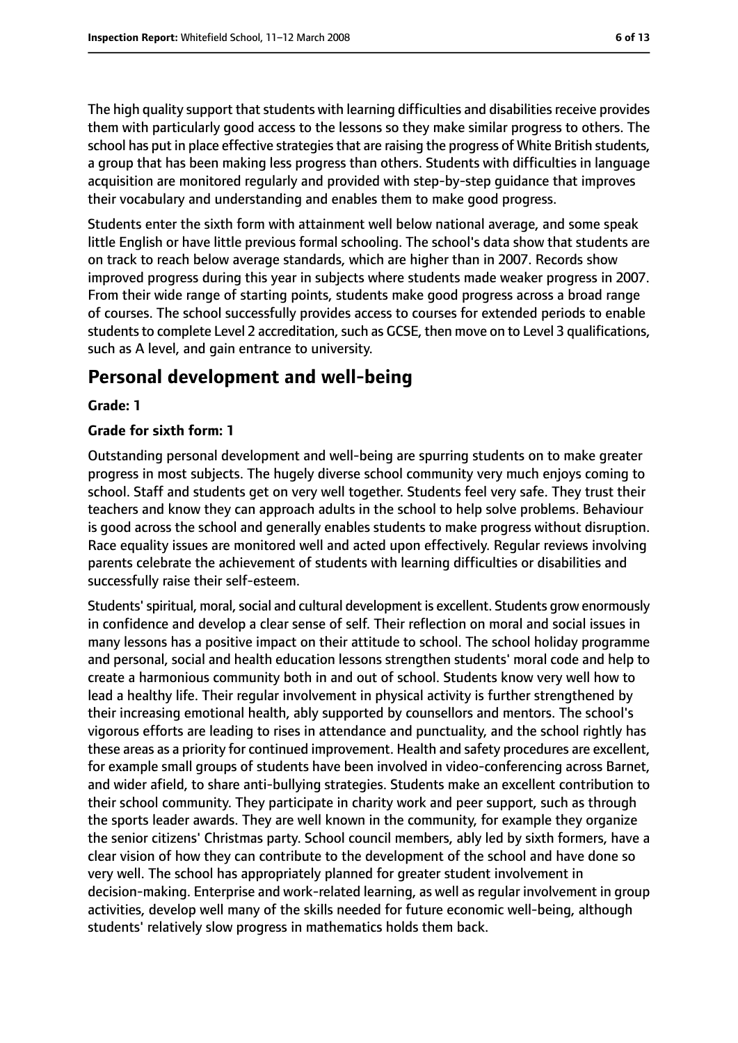The high quality support that students with learning difficulties and disabilities receive provides them with particularly good access to the lessons so they make similar progress to others. The school has put in place effective strategies that are raising the progress of White British students, a group that has been making less progress than others. Students with difficulties in language acquisition are monitored regularly and provided with step-by-step guidance that improves their vocabulary and understanding and enables them to make good progress.

Students enter the sixth form with attainment well below national average, and some speak little English or have little previous formal schooling. The school's data show that students are on track to reach below average standards, which are higher than in 2007. Records show improved progress during this year in subjects where students made weaker progress in 2007. From their wide range of starting points, students make good progress across a broad range of courses. The school successfully provides access to courses for extended periods to enable students to complete Level 2 accreditation, such as GCSE, then move on to Level 3 qualifications, such as A level, and gain entrance to university.

## Personal development and well-being

**Grade: 1**

**Grade for sixth form: 1**

Outstanding personal development and well-being are spurring students on to make greater progress in most subjects. The hugely diverse school community very much enjoys coming to school. Staff and students get on very well together. Students feel very safe. They trust their teachers and know they can approach adults in the school to help solve problems. Behaviour is good across the school and generally enables students to make progress without disruption. Race equality issues are monitored well and acted upon effectively. Regular reviews involving parents celebrate the achievement of students with learning difficulties or disabilities and successfully raise their self-esteem.

Students' spiritual, moral, social and cultural development is excellent. Students grow enormously in confidence and develop a clear sense of self. Their reflection on moral and social issues in many lessons has a positive impact on their attitude to school. The school holiday programme and personal, social and health education lessons strengthen students' moral code and help to create a harmonious community both in and out of school. Students know very well how to lead a healthy life. Their regular involvement in physical activity is further strengthened by their increasing emotional health, ably supported by counsellors and mentors. The school's vigorous efforts are leading to rises in attendance and punctuality, and the school rightly has these areas as a priority for continued improvement. Health and safety procedures are excellent, for example small groups of students have been involved in video-conferencing across Barnet, and wider afield, to share anti-bullying strategies. Students make an excellent contribution to their school community. They participate in charity work and peer support, such as through the sports leader awards. They are well known in the community, for example they organize the senior citizens' Christmas party. School council members, ably led by sixth formers, have a clear vision of how they can contribute to the development of the school and have done so very well. The school has appropriately planned for greater student involvement in decision-making. Enterprise and work-related learning, as well as regular involvement in group activities, develop well many of the skills needed for future economic well-being, although students' relatively slow progress in mathematics holds them back.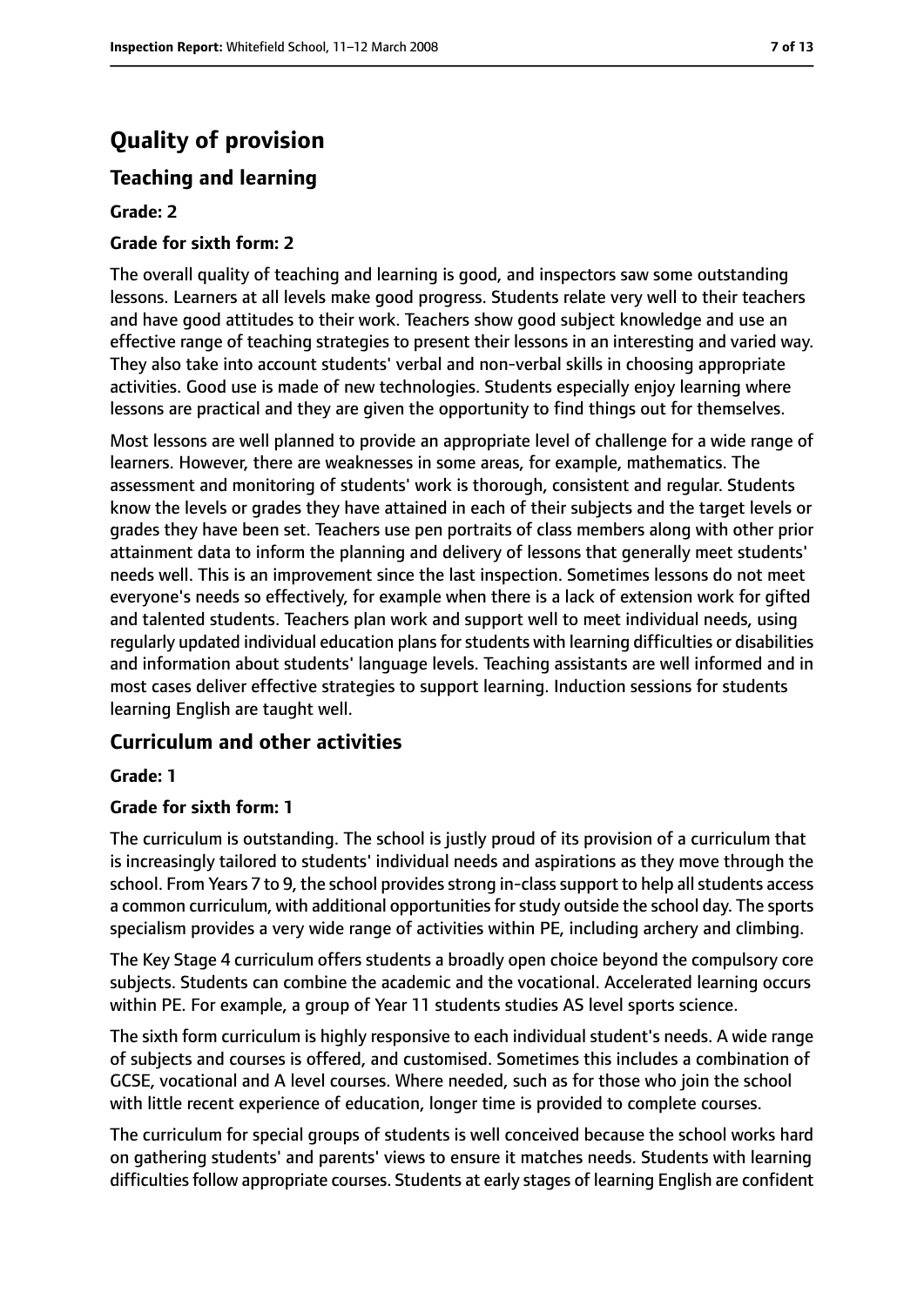# Quality of provision

## Teaching and learning

**Grade: 2**

**Grade for sixth form: 2**

The overall quality of teaching and learning is good, and inspectors saw some outstanding lessons. Learners at all levels make good progress. Students relate very well to their teachers and have good attitudes to their work. Teachers show good subject knowledge and use an effective range of teaching strategies to present their lessons in an interesting and varied way. They also take into account students' verbal and non-verbal skills in choosing appropriate activities. Good use is made of new technologies. Students especially enjoy learning where lessons are practical and they are given the opportunity to find things out for themselves.

Most lessons are well planned to provide an appropriate level of challenge for a wide range of learners. However, there are weaknesses in some areas, for example, mathematics. The assessment and monitoring of students' work is thorough, consistent and regular. Students know the levels or grades they have attained in each of their subjects and the target levels or grades they have been set. Teachers use pen portraits of class members along with other prior attainment data to inform the planning and delivery of lessons that generally meet students' needs well. This is an improvement since the last inspection. Sometimes lessons do not meet everyone's needs so effectively, for example when there is a lack of extension work for gifted and talented students. Teachers plan work and support well to meet individual needs, using regularly updated individual education plans for students with learning difficulties or disabilities and information about students' language levels. Teaching assistants are well informed and in most cases deliver effective strategies to support learning. Induction sessions for students learning English are taught well.

## Curriculum and other activities

**Grade: 1**

**Grade for sixth form: 1**

The curriculum is outstanding. The school is justly proud of its provision of a curriculum that is increasingly tailored to students' individual needs and aspirations as they move through the school. From Years 7 to 9, the school provides strong in-class support to help all students access a common curriculum, with additional opportunities for study outside the school day. The sports specialism provides a very wide range of activities within PE, including archery and climbing.

The Key Stage 4 curriculum offers students a broadly open choice beyond the compulsory core subjects. Students can combine the academic and the vocational. Accelerated learning occurs within PE. For example, a group of Year 11 students studies AS level sports science.

The sixth form curriculum is highly responsive to each individual student's needs. A wide range of subjects and courses is offered, and customised. Sometimes this includes a combination of GCSE, vocational and A level courses. Where needed, such as for those who join the school with little recent experience of education, longer time is provided to complete courses.

The curriculum for special groups of students is well conceived because the school works hard on gathering students' and parents' views to ensure it matches needs. Students with learning difficulties follow appropriate courses. Students at early stages of learning English are confident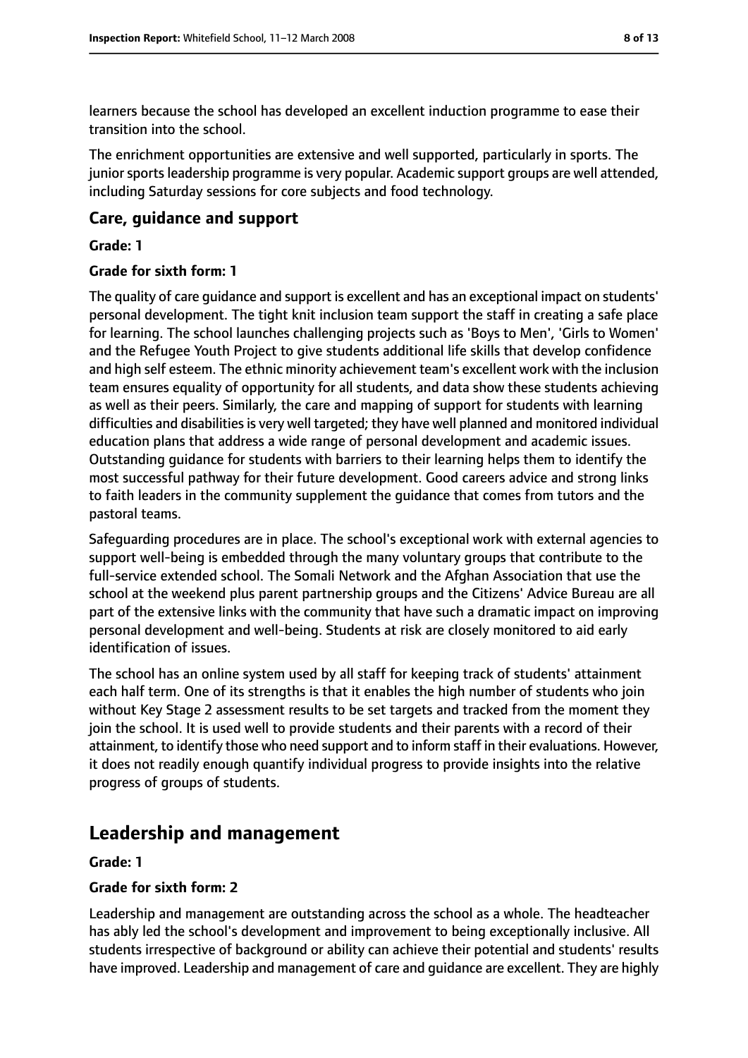learners because the school has developed an excellent induction programme to ease their transition into the school.

The enrichment opportunities are extensive and well supported, particularly in sports. The junior sports leadership programme is very popular. Academic support groups are well attended, including Saturday sessions for core subjects and food technology.

### Care, guidance and support

**Grade: 1**

**Grade for sixth form: 1**

The quality of care guidance and support is excellent and has an exceptional impact on students' personal development. The tight knit inclusion team support the staff in creating a safe place for learning. The school launches challenging projects such as 'Boys to Men', 'Girls to Women' and the Refugee Youth Project to give students additional life skills that develop confidence and high self esteem. The ethnic minority achievement team's excellent work with the inclusion team ensures equality of opportunity for all students, and data show these students achieving as well as their peers. Similarly, the care and mapping of support for students with learning difficulties and disabilities is very well targeted; they have well planned and monitored individual education plans that address a wide range of personal development and academic issues. Outstanding guidance for students with barriers to their learning helps them to identify the most successful pathway for their future development. Good careers advice and strong links to faith leaders in the community supplement the guidance that comes from tutors and the pastoral teams.

Safeguarding procedures are in place. The school's exceptional work with external agencies to support well-being is embedded through the many voluntary groups that contribute to the full-service extended school. The Somali Network and the Afghan Association that use the school at the weekend plus parent partnership groups and the Citizens' Advice Bureau are all part of the extensive links with the community that have such a dramatic impact on improving personal development and well-being. Students at risk are closely monitored to aid early identification of issues.

The school has an online system used by all staff for keeping track of students' attainment each half term. One of its strengths is that it enables the high number of students who join without Key Stage 2 assessment results to be set targets and tracked from the moment they join the school. It is used well to provide students and their parents with a record of their attainment, to identify those who need support and to inform staff in their evaluations. However, it does not readily enough quantify individual progress to provide insights into the relative progress of groups of students.

## Leadership and management

**Grade: 1**

**Grade for sixth form: 2**

Leadership and management are outstanding across the school as a whole. The headteacher has ably led the school's development and improvement to being exceptionally inclusive. All students irrespective of background or ability can achieve their potential and students' results have improved. Leadership and management of care and guidance are excellent. They are highly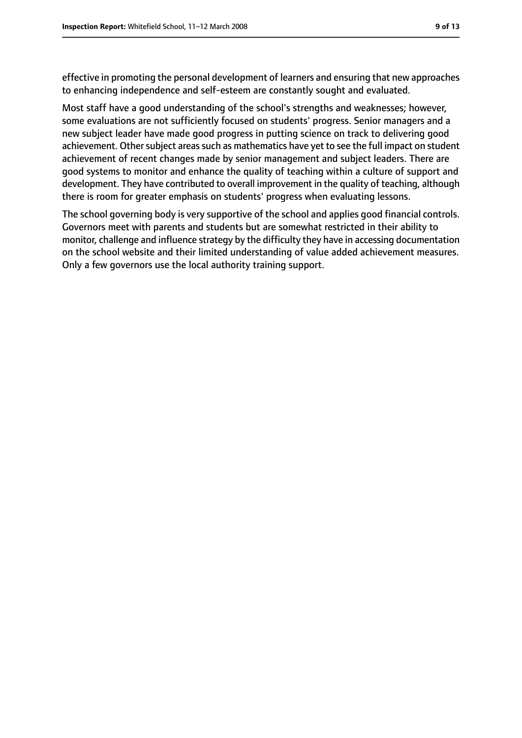effective in promoting the personal development of learners and ensuring that new approaches to enhancing independence and self-esteem are constantly sought and evaluated.

Most staff have a good understanding of the school's strengths and weaknesses; however, some evaluations are not sufficiently focused on students' progress. Senior managers and a new subject leader have made good progress in putting science on track to delivering good achievement. Other subject areas such as mathematics have yet to see the full impact on student achievement of recent changes made by senior management and subject leaders. There are good systems to monitor and enhance the quality of teaching within a culture of support and development. They have contributed to overall improvement in the quality of teaching, although there is room for greater emphasis on students' progress when evaluating lessons.

The school governing body is very supportive of the school and applies good financial controls. Governors meet with parents and students but are somewhat restricted in their ability to monitor, challenge and influence strategy by the difficulty they have in accessing documentation on the school website and their limited understanding of value added achievement measures. Only a few governors use the local authority training support.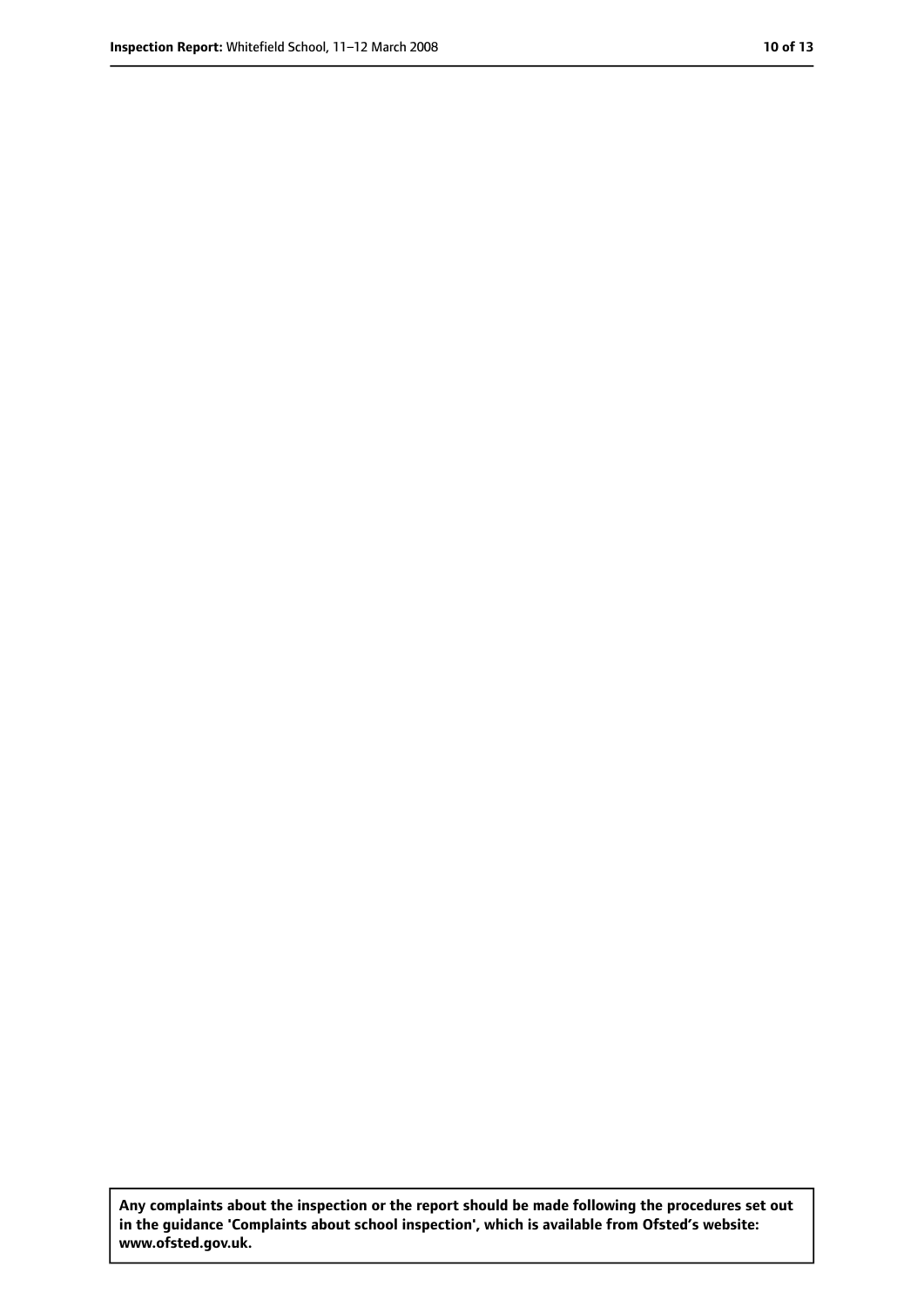**Any complaints about the inspection or the report should be made following the procedures set out in the guidance 'Complaints about school inspection', which is available from Ofsted's website: www.ofsted.gov.uk.**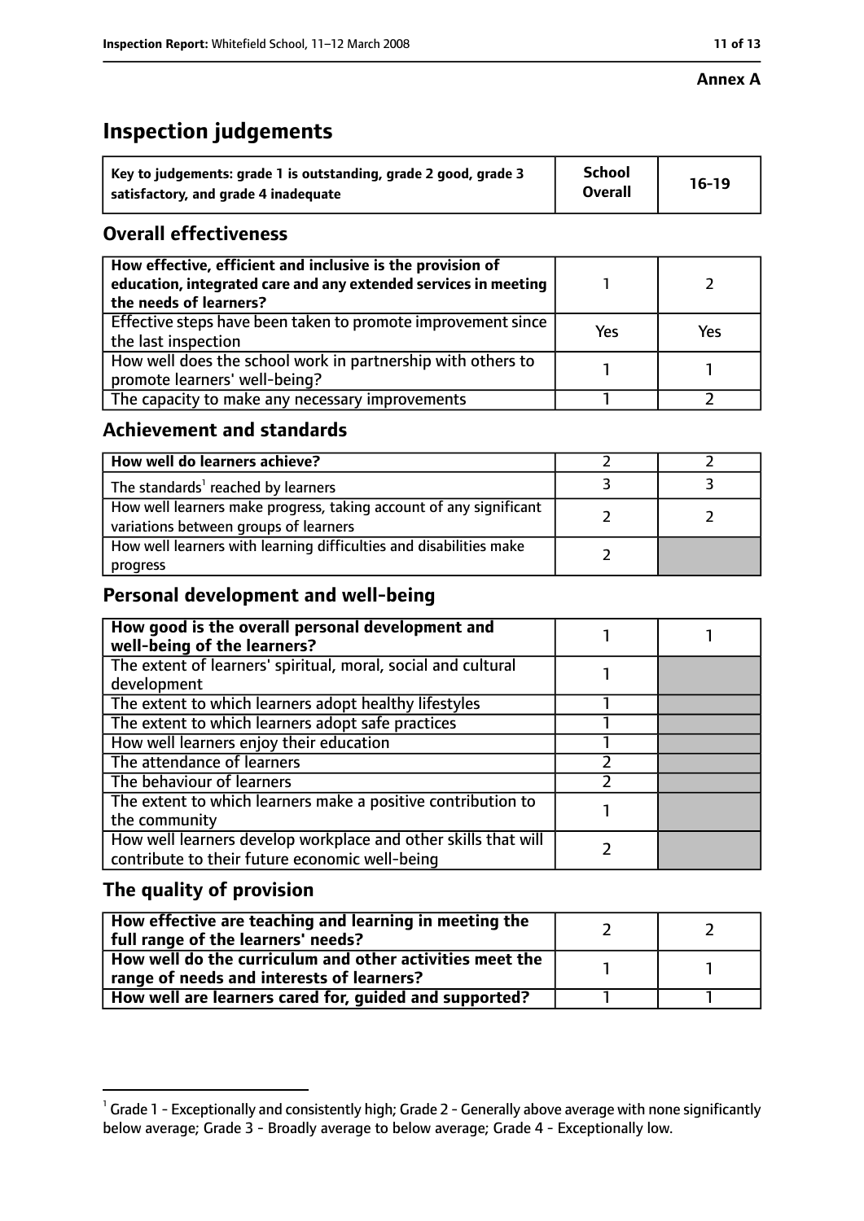**Annex A**

# Inspection judgements

| Key to judgements: grade 1 is outstanding, grade 2 good, grade 3 satisfactory, and grade 4 inadequate | School Overall | 16-19 |
|---|---|---|

## Overall effectiveness

| | | |
|---|---|---|
| How effective, efficient and inclusive is the provision of education, integrated care and any extended services in meeting the needs of learners? | 1 | 2 |
| Effective steps have been taken to promote improvement since the last inspection | Yes | Yes |
| How well does the school work in partnership with others to promote learners' well-being? | 1 | 1 |
| The capacity to make any necessary improvements | 1 | 2 |

## Achievement and standards

| | | |
|---|---|---|
| **How well do learners achieve?** | 2 | 2 |
| The standards[1] reached by learners | 3 | 3 |
| How well learners make progress, taking account of any significant variations between groups of learners | 2 | 2 |
| How well learners with learning difficulties and disabilities make progress | 2 | |

## Personal development and well-being

| | | |
|---|---|---|
| **How good is the overall personal development and well-being of the learners?** | 1 | 1 |
| The extent of learners' spiritual, moral, social and cultural development | 1 | |
| The extent to which learners adopt healthy lifestyles | 1 | |
| The extent to which learners adopt safe practices | 1 | |
| How well learners enjoy their education | 1 | |
| The attendance of learners | 2 | |
| The behaviour of learners | 2 | |
| The extent to which learners make a positive contribution to the community | 1 | |
| How well learners develop workplace and other skills that will contribute to their future economic well-being | 2 | |

## The quality of provision

| | | |
|---|---|---|
| **How effective are teaching and learning in meeting the full range of the learners' needs?** | 2 | 2 |
| **How well do the curriculum and other activities meet the range of needs and interests of learners?** | 1 | 1 |
| **How well are learners cared for, guided and supported?** | 1 | 1 |

[1] Grade 1 - Exceptionally and consistently high; Grade 2 - Generally above average with none significantly below average; Grade 3 - Broadly average to below average; Grade 4 - Exceptionally low.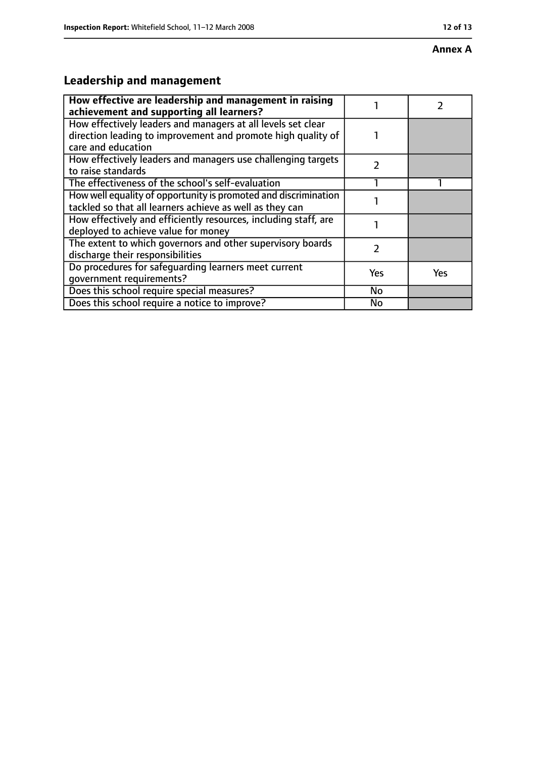**Annex A**

## Leadership and management

| How effective are leadership and management in raising achievement and supporting all learners? | 1 | 2 |
|---|---|---|
| How effectively leaders and managers at all levels set clear direction leading to improvement and promote high quality of care and education | 1 | |
| How effectively leaders and managers use challenging targets to raise standards | 2 | |
| The effectiveness of the school's self-evaluation | 1 | 1 |
| How well equality of opportunity is promoted and discrimination tackled so that all learners achieve as well as they can | 1 | |
| How effectively and efficiently resources, including staff, are deployed to achieve value for money | 1 | |
| The extent to which governors and other supervisory boards discharge their responsibilities | 2 | |
| Do procedures for safeguarding learners meet current government requirements? | Yes | Yes |
| Does this school require special measures? | No | |
| Does this school require a notice to improve? | No | |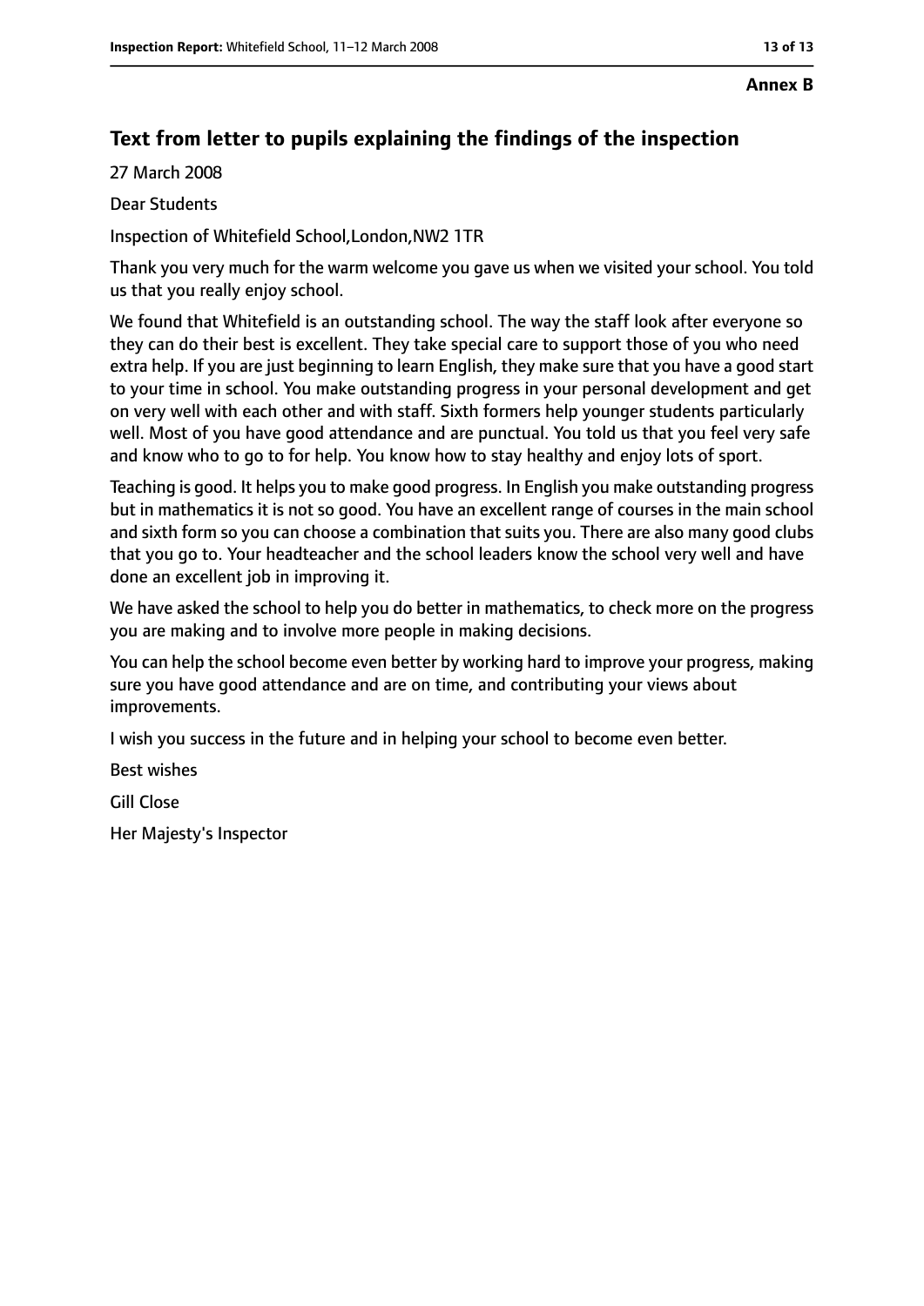**Annex B**

## Text from letter to pupils explaining the findings of the inspection

27 March 2008

Dear Students

Inspection of Whitefield School,London,NW2 1TR

Thank you very much for the warm welcome you gave us when we visited your school. You told us that you really enjoy school.

We found that Whitefield is an outstanding school. The way the staff look after everyone so they can do their best is excellent. They take special care to support those of you who need extra help. If you are just beginning to learn English, they make sure that you have a good start to your time in school. You make outstanding progress in your personal development and get on very well with each other and with staff. Sixth formers help younger students particularly well. Most of you have good attendance and are punctual. You told us that you feel very safe and know who to go to for help. You know how to stay healthy and enjoy lots of sport.

Teaching is good. It helps you to make good progress. In English you make outstanding progress but in mathematics it is not so good. You have an excellent range of courses in the main school and sixth form so you can choose a combination that suits you. There are also many good clubs that you go to. Your headteacher and the school leaders know the school very well and have done an excellent job in improving it.

We have asked the school to help you do better in mathematics, to check more on the progress you are making and to involve more people in making decisions.

You can help the school become even better by working hard to improve your progress, making sure you have good attendance and are on time, and contributing your views about improvements.

I wish you success in the future and in helping your school to become even better.

Best wishes

Gill Close

Her Majesty's Inspector